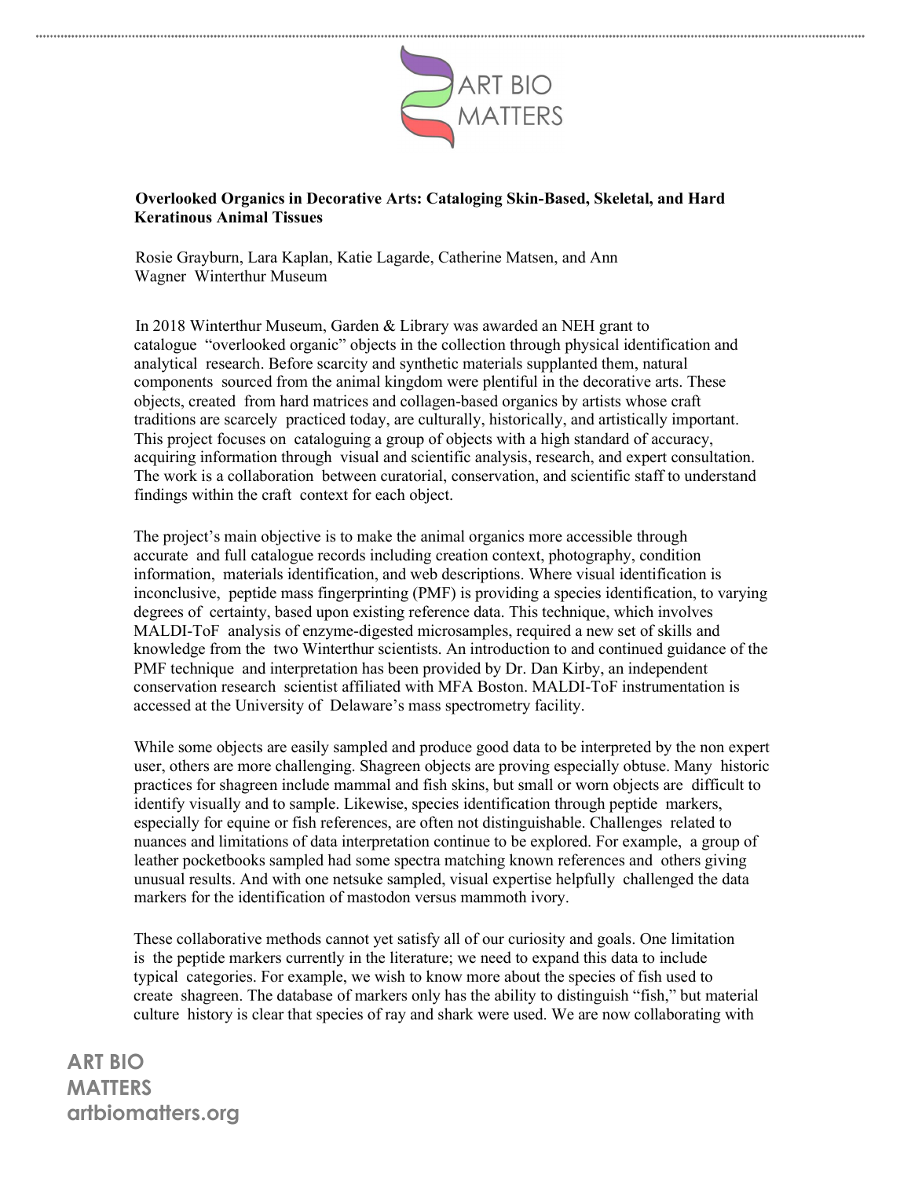**Overlooked Organics in Decorative Arts: Cataloging Skin-Based, Skeletal, and Hard Keratinous Animal Tissues**

Rosie Grayburn, Lara Kaplan, Katie Lagarde, Catherine Matsen, and Ann Wagner Winterthur Museum

In 2018 Winterthur Museum, Garden & Library was awarded an NEH grant to catalogue "overlooked organic" objects in the collection through physical identification and analytical research. Before scarcity and synthetic materials supplanted them, natural components sourced from the animal kingdom were plentiful in the decorative arts. These objects, created from hard matrices and collagen-based organics by artists whose craft traditions are scarcely practiced today, are culturally, historically, and artistically important. This project focuses on cataloguing a group of objects with a high standard of accuracy, acquiring information through visual and scientific analysis, research, and expert consultation. The work is a collaboration between curatorial, conservation, and scientific staff to understand findings within the craft context for each object.

The project's main objective is to make the animal organics more accessible through accurate and full catalogue records including creation context, photography, condition information, materials identification, and web descriptions. Where visual identification is inconclusive, peptide mass fingerprinting (PMF) is providing a species identification, to varying degrees of certainty, based upon existing reference data. This technique, which involves MALDI-ToF analysis of enzyme-digested microsamples, required a new set of skills and knowledge from the two Winterthur scientists. An introduction to and continued guidance of the PMF technique and interpretation has been provided by Dr. Dan Kirby, an independent conservation research scientist affiliated with MFA Boston. MALDI-ToF instrumentation is accessed at the University of Delaware's mass spectrometry facility.

While some objects are easily sampled and produce good data to be interpreted by the non expert user, others are more challenging. Shagreen objects are proving especially obtuse. Many historic practices for shagreen include mammal and fish skins, but small or worn objects are difficult to identify visually and to sample. Likewise, species identification through peptide markers, especially for equine or fish references, are often not distinguishable. Challenges related to nuances and limitations of data interpretation continue to be explored. For example, a group of leather pocketbooks sampled had some spectra matching known references and others giving unusual results. And with one netsuke sampled, visual expertise helpfully challenged the data markers for the identification of mastodon versus mammoth ivory.

These collaborative methods cannot yet satisfy all of our curiosity and goals. One limitation is the peptide markers currently in the literature; we need to expand this data to include typical categories. For example, we wish to know more about the species of fish used to create shagreen. The database of markers only has the ability to distinguish "fish," but material culture history is clear that species of ray and shark were used. We are now collaborating with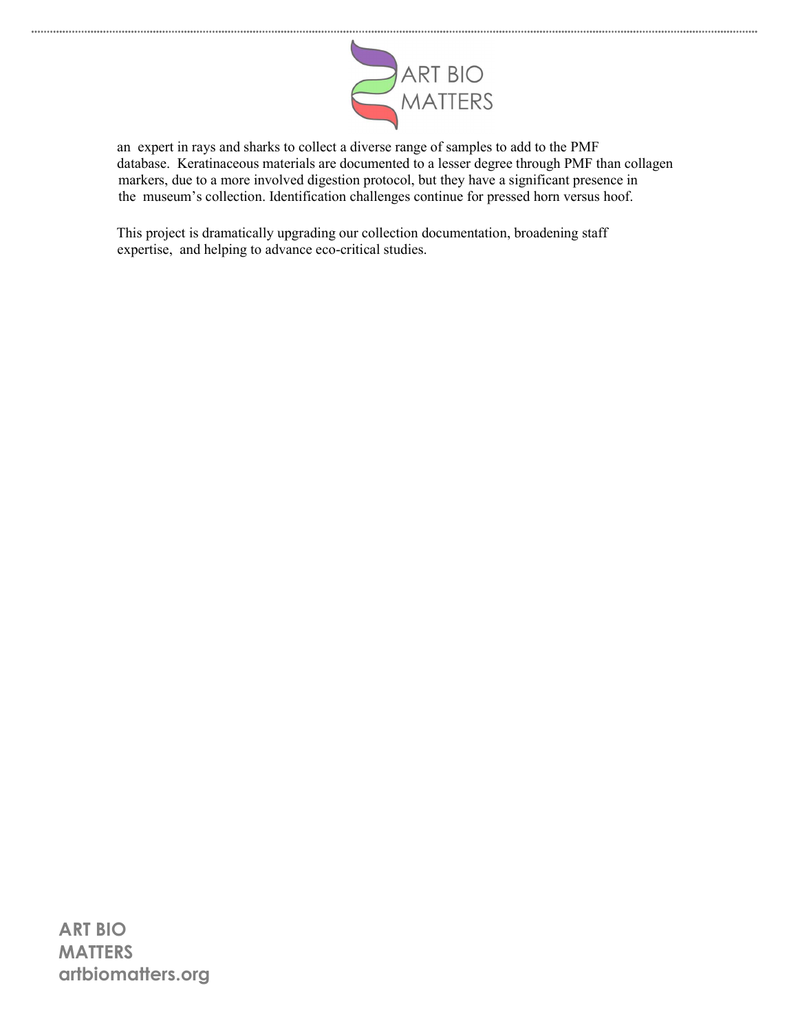an expert in rays and sharks to collect a diverse range of samples to add to the PMF database. Keratinaceous materials are documented to a lesser degree through PMF than collagen markers, due to a more involved digestion protocol, but they have a significant presence in the museum's collection. Identification challenges continue for pressed horn versus hoof.

This project is dramatically upgrading our collection documentation, broadening staff expertise, and helping to advance eco-critical studies.